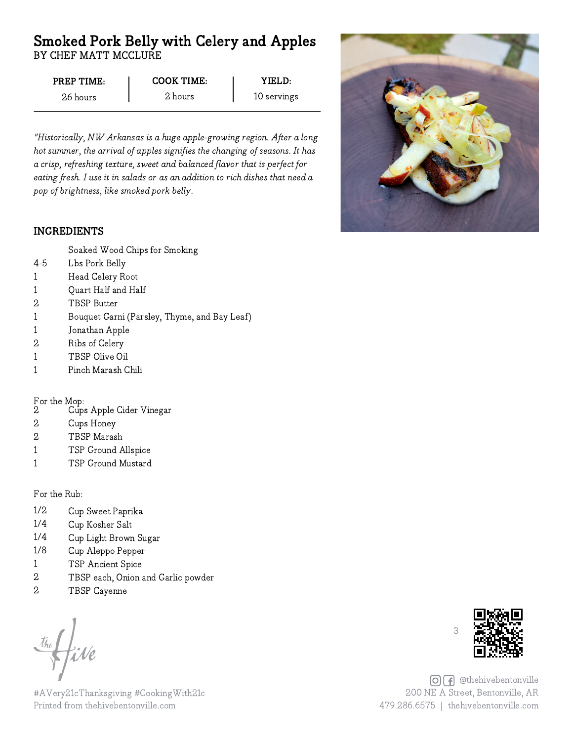# Smoked Pork Belly with Celery and Apples

BY CHEF MATT MCCLURE

| PREP TIME: | COOK TIME: | YIELD: |
|---|---|---|
| 26 hours | 2 hours | 10 servings |

*"Historically, NW Arkansas is a huge apple-growing region. After a long hot summer, the arrival of apples signifies the changing of seasons. It has a crisp, refreshing texture, sweet and balanced flavor that is perfect for eating fresh. I use it in salads or as an addition to rich dishes that need a pop of brightness, like smoked pork belly.*

## INGREDIENTS

| | |
|---|---|
| | Soaked Wood Chips for Smoking |
| 4-5 | Lbs Pork Belly |
| 1 | Head Celery Root |
| 1 | Quart Half and Half |
| 2 | TBSP Butter |
| 1 | Bouquet Garni (Parsley, Thyme, and Bay Leaf) |
| 1 | Jonathan Apple |
| 2 | Ribs of Celery |
| 1 | TBSP Olive Oil |
| 1 | Pinch Marash Chili |

For the Mop:

| | |
|---|---|
| 2 | Cups Apple Cider Vinegar |
| 2 | Cups Honey |
| 2 | TBSP Marash |
| 1 | TSP Ground Allspice |
| 1 | TSP Ground Mustard |

For the Rub:

| | |
|---|---|
| 1/2 | Cup Sweet Paprika |
| 1/4 | Cup Kosher Salt |
| 1/4 | Cup Light Brown Sugar |
| 1/8 | Cup Aleppo Pepper |
| 1 | TSP Ancient Spice |
| 2 | TBSP each, Onion and Garlic powder |
| 2 | TBSP Cayenne |

#AVery21cThanksgiving #CookingWith21c
Printed from thehivebentonville.com

@thehivebentonville
200 NE A Street, Bentonville, AR
479.286.6575 | thehivebentonville.com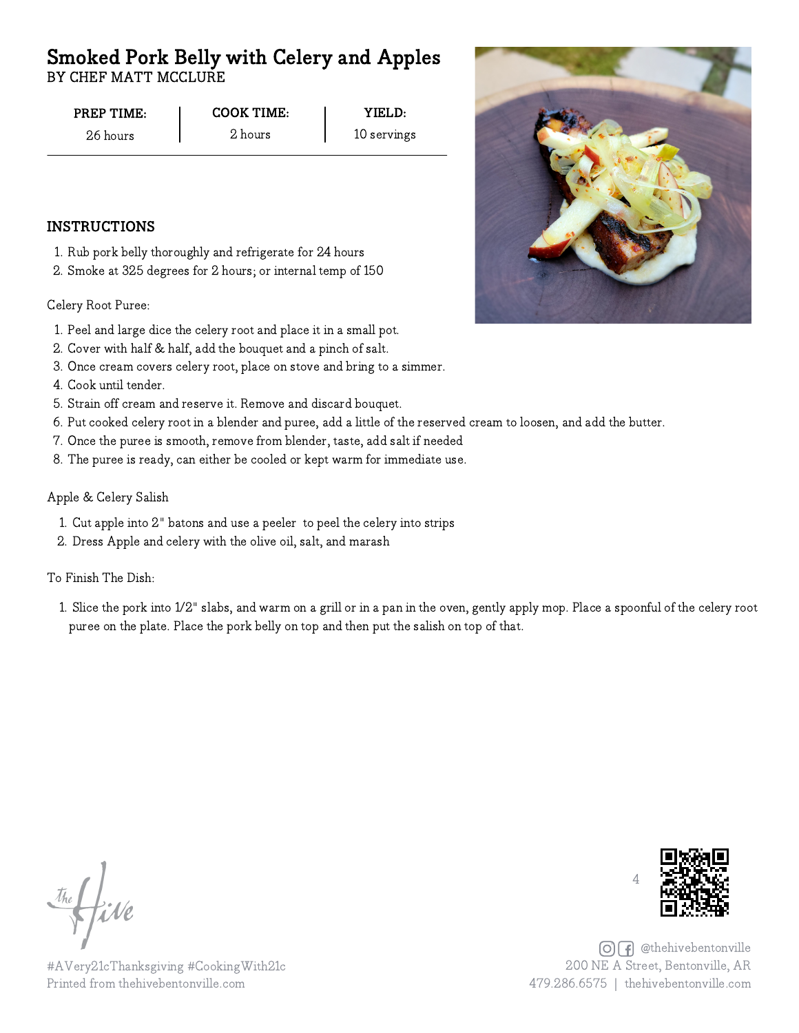# Smoked Pork Belly with Celery and Apples

BY CHEF MATT MCCLURE

| PREP TIME: | COOK TIME: | YIELD: |
|---|---|---|
| 26 hours | 2 hours | 10 servings |

## INSTRUCTIONS

1. Rub pork belly thoroughly and refrigerate for 24 hours
2. Smoke at 325 degrees for 2 hours; or internal temp of 150

Celery Root Puree:

1. Peel and large dice the celery root and place it in a small pot.
2. Cover with half & half, add the bouquet and a pinch of salt.
3. Once cream covers celery root, place on stove and bring to a simmer.
4. Cook until tender.
5. Strain off cream and reserve it. Remove and discard bouquet.
6. Put cooked celery root in a blender and puree, add a little of the reserved cream to loosen, and add the butter.
7. Once the puree is smooth, remove from blender, taste, add salt if needed
8. The puree is ready, can either be cooled or kept warm for immediate use.

Apple & Celery Salish

1. Cut apple into 2" batons and use a peeler to peel the celery into strips
2. Dress Apple and celery with the olive oil, salt, and marash

To Finish The Dish:

1. Slice the pork into 1/2" slabs, and warm on a grill or in a pan in the oven, gently apply mop. Place a spoonful of the celery root puree on the plate. Place the pork belly on top and then put the salish on top of that.

#AVery21cThanksgiving #CookingWith21c
Printed from thehivebentonville.com

@thehivebentonville
200 NE A Street, Bentonville, AR
479.286.6575 | thehivebentonville.com